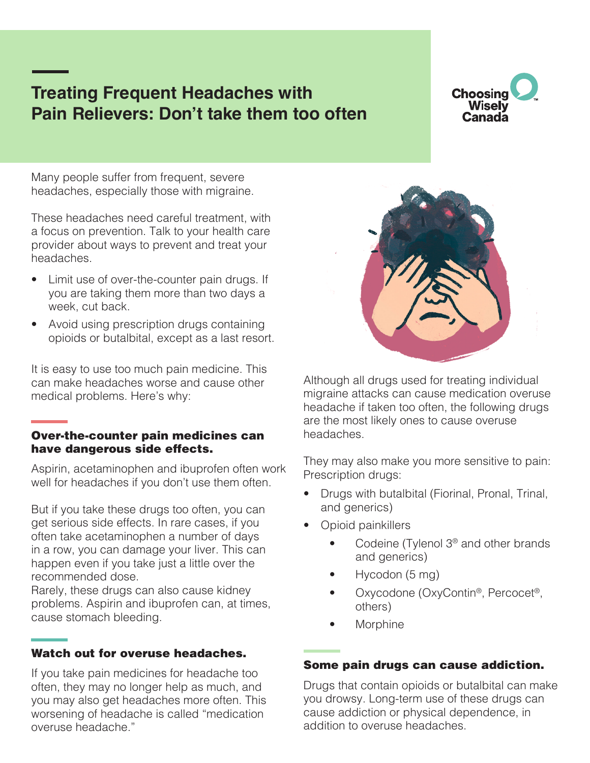# Treating Frequent Headaches with Pain Relievers: Don't take them too often

Choosing Wisely Canada

Many people suffer from frequent, severe headaches, especially those with migraine.

These headaches need careful treatment, with a focus on prevention. Talk to your health care provider about ways to prevent and treat your headaches.

- Limit use of over-the-counter pain drugs. If you are taking them more than two days a week, cut back.
- Avoid using prescription drugs containing opioids or butalbital, except as a last resort.

It is easy to use too much pain medicine. This can make headaches worse and cause other medical problems. Here's why:

## Over-the-counter pain medicines can have dangerous side effects.

Aspirin, acetaminophen and ibuprofen often work well for headaches if you don't use them often.

But if you take these drugs too often, you can get serious side effects. In rare cases, if you often take acetaminophen a number of days in a row, you can damage your liver. This can happen even if you take just a little over the recommended dose.
Rarely, these drugs can also cause kidney problems. Aspirin and ibuprofen can, at times, cause stomach bleeding.

## Watch out for overuse headaches.

If you take pain medicines for headache too often, they may no longer help as much, and you may also get headaches more often. This worsening of headache is called "medication overuse headache."

Although all drugs used for treating individual migraine attacks can cause medication overuse headache if taken too often, the following drugs are the most likely ones to cause overuse headaches.

They may also make you more sensitive to pain: Prescription drugs:

- Drugs with butalbital (Fiorinal, Pronal, Trinal, and generics)
- Opioid painkillers
  - Codeine (Tylenol 3® and other brands and generics)
  - Hycodon (5 mg)
  - Oxycodone (OxyContin®, Percocet®, others)
  - Morphine

## Some pain drugs can cause addiction.

Drugs that contain opioids or butalbital can make you drowsy. Long-term use of these drugs can cause addiction or physical dependence, in addition to overuse headaches.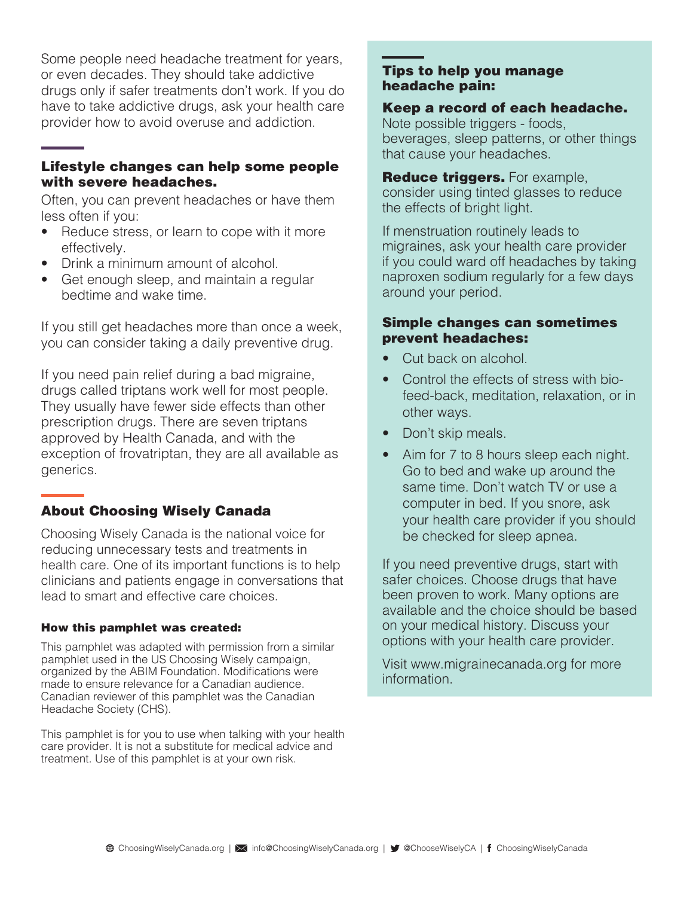Some people need headache treatment for years, or even decades. They should take addictive drugs only if safer treatments don't work. If you do have to take addictive drugs, ask your health care provider how to avoid overuse and addiction.

## Lifestyle changes can help some people with severe headaches.

Often, you can prevent headaches or have them less often if you:

- Reduce stress, or learn to cope with it more effectively.
- Drink a minimum amount of alcohol.
- Get enough sleep, and maintain a regular bedtime and wake time.

If you still get headaches more than once a week, you can consider taking a daily preventive drug.

If you need pain relief during a bad migraine, drugs called triptans work well for most people. They usually have fewer side effects than other prescription drugs. There are seven triptans approved by Health Canada, and with the exception of frovatriptan, they are all available as generics.

## About Choosing Wisely Canada

Choosing Wisely Canada is the national voice for reducing unnecessary tests and treatments in health care. One of its important functions is to help clinicians and patients engage in conversations that lead to smart and effective care choices.

### How this pamphlet was created:

This pamphlet was adapted with permission from a similar pamphlet used in the US Choosing Wisely campaign, organized by the ABIM Foundation. Modifications were made to ensure relevance for a Canadian audience. Canadian reviewer of this pamphlet was the Canadian Headache Society (CHS).

This pamphlet is for you to use when talking with your health care provider. It is not a substitute for medical advice and treatment. Use of this pamphlet is at your own risk.

## Tips to help you manage headache pain:

**Keep a record of each headache.** Note possible triggers - foods, beverages, sleep patterns, or other things that cause your headaches.

**Reduce triggers.** For example, consider using tinted glasses to reduce the effects of bright light.

If menstruation routinely leads to migraines, ask your health care provider if you could ward off headaches by taking naproxen sodium regularly for a few days around your period.

### Simple changes can sometimes prevent headaches:

- Cut back on alcohol.
- Control the effects of stress with bio-feed-back, meditation, relaxation, or in other ways.
- Don't skip meals.
- Aim for 7 to 8 hours sleep each night. Go to bed and wake up around the same time. Don't watch TV or use a computer in bed. If you snore, ask your health care provider if you should be checked for sleep apnea.

If you need preventive drugs, start with safer choices. Choose drugs that have been proven to work. Many options are available and the choice should be based on your medical history. Discuss your options with your health care provider.

Visit www.migrainecanada.org for more information.

ChoosingWiselyCanada.org | info@ChoosingWiselyCanada.org | @ChooseWiselyCA | ChoosingWiselyCanada